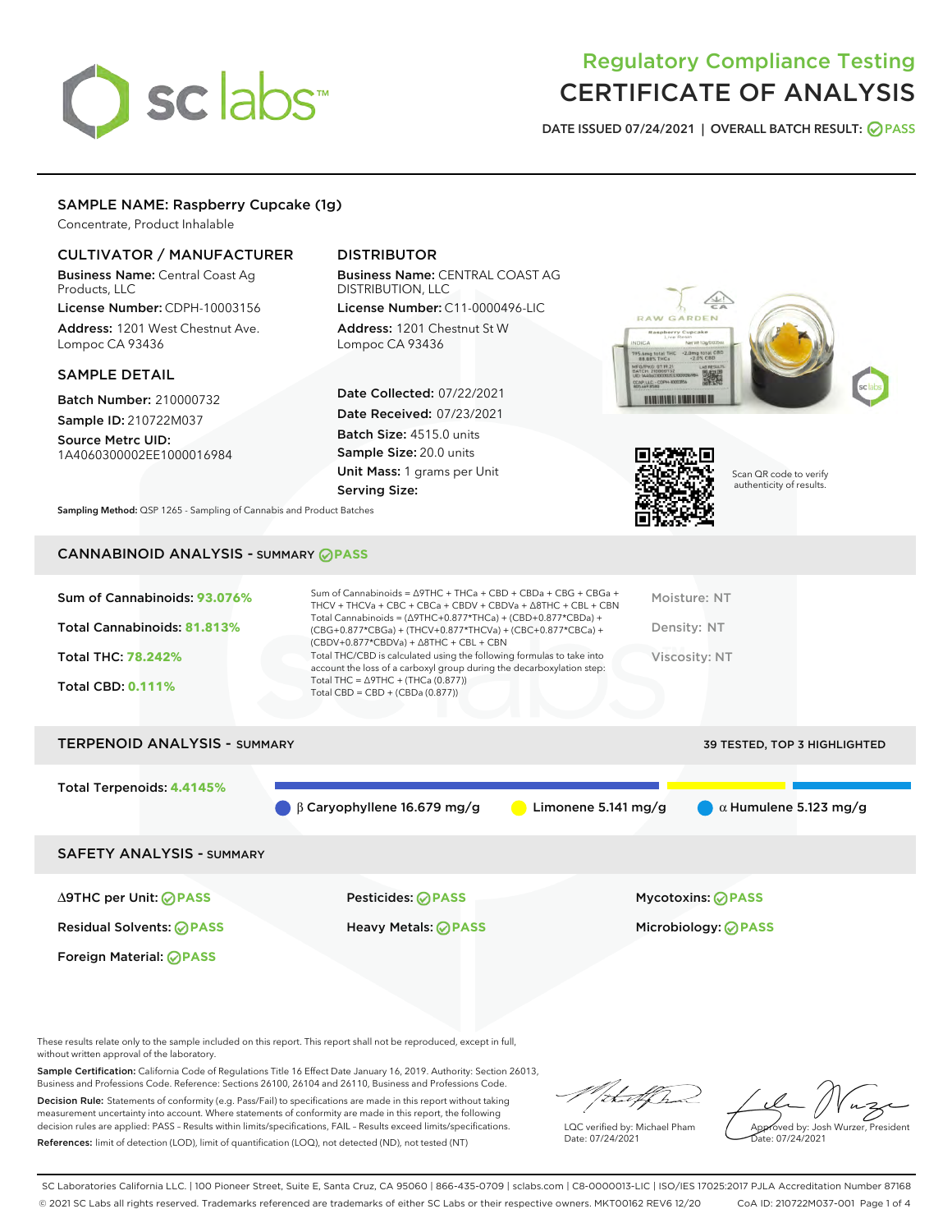# Regulatory Compliance Testing
# CERTIFICATE OF ANALYSIS

DATE ISSUED 07/24/2021 | OVERALL BATCH RESULT: PASS

## SAMPLE NAME: Raspberry Cupcake (1g)

Concentrate, Product Inhalable

### CULTIVATOR / MANUFACTURER

**Business Name:** Central Coast Ag Products, LLC

**License Number:** CDPH-10003156

**Address:** 1201 West Chestnut Ave. Lompoc CA 93436

### DISTRIBUTOR

**Business Name:** CENTRAL COAST AG DISTRIBUTION, LLC

**License Number:** C11-0000496-LIC

**Address:** 1201 Chestnut St W Lompoc CA 93436

### SAMPLE DETAIL

**Batch Number:** 210000732

**Sample ID:** 210722M037

**Source Metrc UID:** 1A4060300002EE1000016984

**Date Collected:** 07/22/2021

**Date Received:** 07/23/2021

**Batch Size:** 4515.0 units

**Sample Size:** 20.0 units

**Unit Mass:** 1 grams per Unit

**Serving Size:**

Scan QR code to verify authenticity of results.

**Sampling Method:** QSP 1265 - Sampling of Cannabis and Product Batches

## CANNABINOID ANALYSIS - SUMMARY PASS

**Sum of Cannabinoids:** 93.076%

**Total Cannabinoids:** 81.813%

**Total THC:** 78.242%

**Total CBD:** 0.111%

Sum of Cannabinoids = Δ9THC + THCa + CBD + CBDa + CBG + CBGa + THCV + THCVa + CBC + CBCa + CBDV + CBDVa + Δ8THC + CBL + CBN

Total Cannabinoids = (Δ9THC+0.877*THCa) + (CBD+0.877*CBDa) + (CBG+0.877*CBGa) + (THCV+0.877*THCVa) + (CBC+0.877*CBCa) + (CBDV+0.877*CBDVa) + Δ8THC + CBL + CBN

Total THC/CBD is calculated using the following formulas to take into account the loss of a carboxyl group during the decarboxylation step:
Total THC = Δ9THC + (THCa (0.877))
Total CBD = CBD + (CBDa (0.877))

Moisture: NT

Density: NT

Viscosity: NT

## TERPENOID ANALYSIS - SUMMARY

39 TESTED, TOP 3 HIGHLIGHTED

**Total Terpenoids:** 4.4145%

β Caryophyllene 16.679 mg/g | Limonene 5.141 mg/g | α Humulene 5.123 mg/g

## SAFETY ANALYSIS - SUMMARY

| | | |
|---|---|---|
| Δ9THC per Unit: PASS | Pesticides: PASS | Mycotoxins: PASS |
| Residual Solvents: PASS | Heavy Metals: PASS | Microbiology: PASS |
| Foreign Material: PASS | | |

These results relate only to the sample included on this report. This report shall not be reproduced, except in full, without written approval of the laboratory.

**Sample Certification:** California Code of Regulations Title 16 Effect Date January 16, 2019. Authority: Section 26013, Business and Professions Code. Reference: Sections 26100, 26104 and 26110, Business and Professions Code.

**Decision Rule:** Statements of conformity (e.g. Pass/Fail) to specifications are made in this report without taking measurement uncertainty into account. Where statements of conformity are made in this report, the following decision rules are applied: PASS – Results within limits/specifications, FAIL – Results exceed limits/specifications.

**References:** limit of detection (LOD), limit of quantification (LOQ), not detected (ND), not tested (NT)

LQC verified by: Michael Pham
Date: 07/24/2021

Approved by: Josh Wurzer, President
Date: 07/24/2021

SC Laboratories California LLC. | 100 Pioneer Street, Suite E, Santa Cruz, CA 95060 | 866-435-0709 | sclabs.com | C8-0000013-LIC | ISO/IES 17025:2017 PJLA Accreditation Number 87168
© 2021 SC Labs all rights reserved. Trademarks referenced are trademarks of either SC Labs or their respective owners. MKT00162 REV6 12/20 CoA ID: 210722M037-001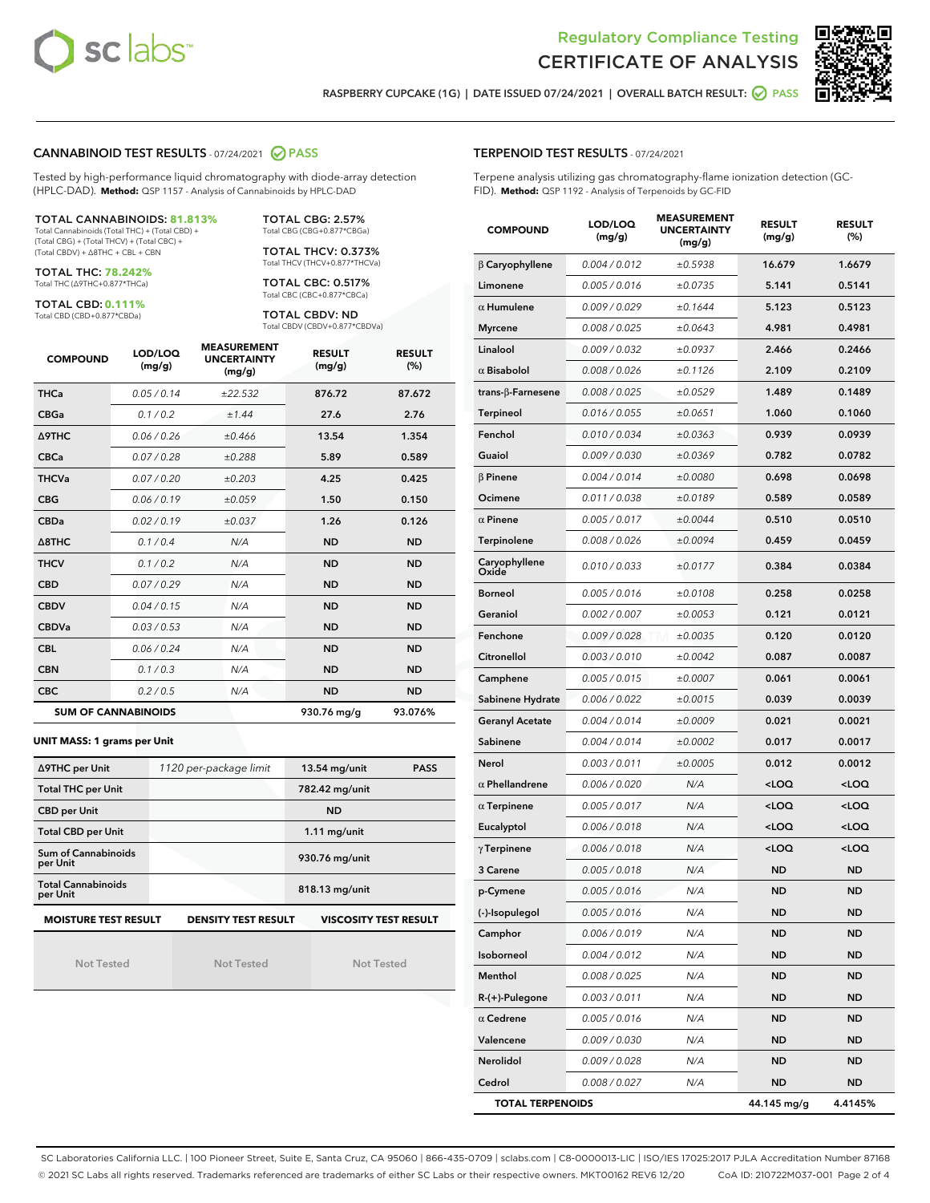# Regulatory Compliance Testing
# CERTIFICATE OF ANALYSIS

RASPBERRY CUPCAKE (1G) | DATE ISSUED 07/24/2021 | OVERALL BATCH RESULT: PASS

## CANNABINOID TEST RESULTS - 07/24/2021 PASS

Tested by high-performance liquid chromatography with diode-array detection (HPLC-DAD). **Method:** QSP 1157 - Analysis of Cannabinoids by HPLC-DAD

**TOTAL CANNABINOIDS: 81.813%**
Total Cannabinoids (Total THC) + (Total CBD) + (Total CBG) + (Total THCV) + (Total CBC) + (Total CBDV) + Δ8THC + CBL + CBN

**TOTAL THC: 78.242%**
Total THC (Δ9THC+0.877*THCa)

**TOTAL CBD: 0.111%**
Total CBD (CBD+0.877*CBDa)

**TOTAL CBG: 2.57%**
Total CBG (CBG+0.877*CBGa)

**TOTAL THCV: 0.373%**
Total THCV (THCV+0.877*THCVa)

**TOTAL CBC: 0.517%**
Total CBC (CBC+0.877*CBCa)

**TOTAL CBDV: ND**
Total CBDV (CBDV+0.877*CBDVa)

| COMPOUND | LOD/LOQ (mg/g) | MEASUREMENT UNCERTAINTY (mg/g) | RESULT (mg/g) | RESULT (%) |
|---|---|---|---|---|
| THCa | 0.05 / 0.14 | ±22.532 | 876.72 | 87.672 |
| CBGa | 0.1 / 0.2 | ±1.44 | 27.6 | 2.76 |
| Δ9THC | 0.06 / 0.26 | ±0.466 | 13.54 | 1.354 |
| CBCa | 0.07 / 0.28 | ±0.288 | 5.89 | 0.589 |
| THCVa | 0.07 / 0.20 | ±0.203 | 4.25 | 0.425 |
| CBG | 0.06 / 0.19 | ±0.059 | 1.50 | 0.150 |
| CBDa | 0.02 / 0.19 | ±0.037 | 1.26 | 0.126 |
| Δ8THC | 0.1 / 0.4 | N/A | ND | ND |
| THCV | 0.1 / 0.2 | N/A | ND | ND |
| CBD | 0.07 / 0.29 | N/A | ND | ND |
| CBDV | 0.04 / 0.15 | N/A | ND | ND |
| CBDVa | 0.03 / 0.53 | N/A | ND | ND |
| CBL | 0.06 / 0.24 | N/A | ND | ND |
| CBN | 0.1 / 0.3 | N/A | ND | ND |
| CBC | 0.2 / 0.5 | N/A | ND | ND |
| **SUM OF CANNABINOIDS** | | | 930.76 mg/g | 93.076% |

**UNIT MASS: 1 grams per Unit**

| | | | |
|---|---|---|---|
| Δ9THC per Unit | 1120 per-package limit | 13.54 mg/unit | PASS |
| Total THC per Unit | | 782.42 mg/unit | |
| CBD per Unit | | ND | |
| Total CBD per Unit | | 1.11 mg/unit | |
| Sum of Cannabinoids per Unit | | 930.76 mg/unit | |
| Total Cannabinoids per Unit | | 818.13 mg/unit | |

| MOISTURE TEST RESULT | DENSITY TEST RESULT | VISCOSITY TEST RESULT |
|---|---|---|
| Not Tested | Not Tested | Not Tested |

## TERPENOID TEST RESULTS - 07/24/2021

Terpene analysis utilizing gas chromatography-flame ionization detection (GC-FID). **Method:** QSP 1192 - Analysis of Terpenoids by GC-FID

| COMPOUND | LOD/LOQ (mg/g) | MEASUREMENT UNCERTAINTY (mg/g) | RESULT (mg/g) | RESULT (%) |
|---|---|---|---|---|
| β Caryophyllene | 0.004 / 0.012 | ±0.5938 | 16.679 | 1.6679 |
| Limonene | 0.005 / 0.016 | ±0.0735 | 5.141 | 0.5141 |
| α Humulene | 0.009 / 0.029 | ±0.1644 | 5.123 | 0.5123 |
| Myrcene | 0.008 / 0.025 | ±0.0643 | 4.981 | 0.4981 |
| Linalool | 0.009 / 0.032 | ±0.0937 | 2.466 | 0.2466 |
| α Bisabolol | 0.008 / 0.026 | ±0.1126 | 2.109 | 0.2109 |
| trans-β-Farnesene | 0.008 / 0.025 | ±0.0529 | 1.489 | 0.1489 |
| Terpineol | 0.016 / 0.055 | ±0.0651 | 1.060 | 0.1060 |
| Fenchol | 0.010 / 0.034 | ±0.0363 | 0.939 | 0.0939 |
| Guaiol | 0.009 / 0.030 | ±0.0369 | 0.782 | 0.0782 |
| β Pinene | 0.004 / 0.014 | ±0.0080 | 0.698 | 0.0698 |
| Ocimene | 0.011 / 0.038 | ±0.0189 | 0.589 | 0.0589 |
| α Pinene | 0.005 / 0.017 | ±0.0044 | 0.510 | 0.0510 |
| Terpinolene | 0.008 / 0.026 | ±0.0094 | 0.459 | 0.0459 |
| Caryophyllene Oxide | 0.010 / 0.033 | ±0.0177 | 0.384 | 0.0384 |
| Borneol | 0.005 / 0.016 | ±0.0108 | 0.258 | 0.0258 |
| Geraniol | 0.002 / 0.007 | ±0.0053 | 0.121 | 0.0121 |
| Fenchone | 0.009 / 0.028 | ±0.0035 | 0.120 | 0.0120 |
| Citronellol | 0.003 / 0.010 | ±0.0042 | 0.087 | 0.0087 |
| Camphene | 0.005 / 0.015 | ±0.0007 | 0.061 | 0.0061 |
| Sabinene Hydrate | 0.006 / 0.022 | ±0.0015 | 0.039 | 0.0039 |
| Geranyl Acetate | 0.004 / 0.014 | ±0.0009 | 0.021 | 0.0021 |
| Sabinene | 0.004 / 0.014 | ±0.0002 | 0.017 | 0.0017 |
| Nerol | 0.003 / 0.011 | ±0.0005 | 0.012 | 0.0012 |
| α Phellandrene | 0.006 / 0.020 | N/A | <LOQ | <LOQ |
| α Terpinene | 0.005 / 0.017 | N/A | <LOQ | <LOQ |
| Eucalyptol | 0.006 / 0.018 | N/A | <LOQ | <LOQ |
| γ Terpinene | 0.006 / 0.018 | N/A | <LOQ | <LOQ |
| 3 Carene | 0.005 / 0.018 | N/A | ND | ND |
| p-Cymene | 0.005 / 0.016 | N/A | ND | ND |
| (-)-Isopulegol | 0.005 / 0.016 | N/A | ND | ND |
| Camphor | 0.006 / 0.019 | N/A | ND | ND |
| Isoborneol | 0.004 / 0.012 | N/A | ND | ND |
| Menthol | 0.008 / 0.025 | N/A | ND | ND |
| R-(+)-Pulegone | 0.003 / 0.011 | N/A | ND | ND |
| α Cedrene | 0.005 / 0.016 | N/A | ND | ND |
| Valencene | 0.009 / 0.030 | N/A | ND | ND |
| Nerolidol | 0.009 / 0.028 | N/A | ND | ND |
| Cedrol | 0.008 / 0.027 | N/A | ND | ND |
| **TOTAL TERPENOIDS** | | | 44.145 mg/g | 4.4145% |

SC Laboratories California LLC. | 100 Pioneer Street, Suite E, Santa Cruz, CA 95060 | 866-435-0709 | sclabs.com | C8-0000013-LIC | ISO/IES 17025:2017 PJLA Accreditation Number 87168
© 2021 SC Labs all rights reserved. Trademarks referenced are trademarks of either SC Labs or their respective owners. MKT00162 REV6 12/20 CoA ID: 210722M037-001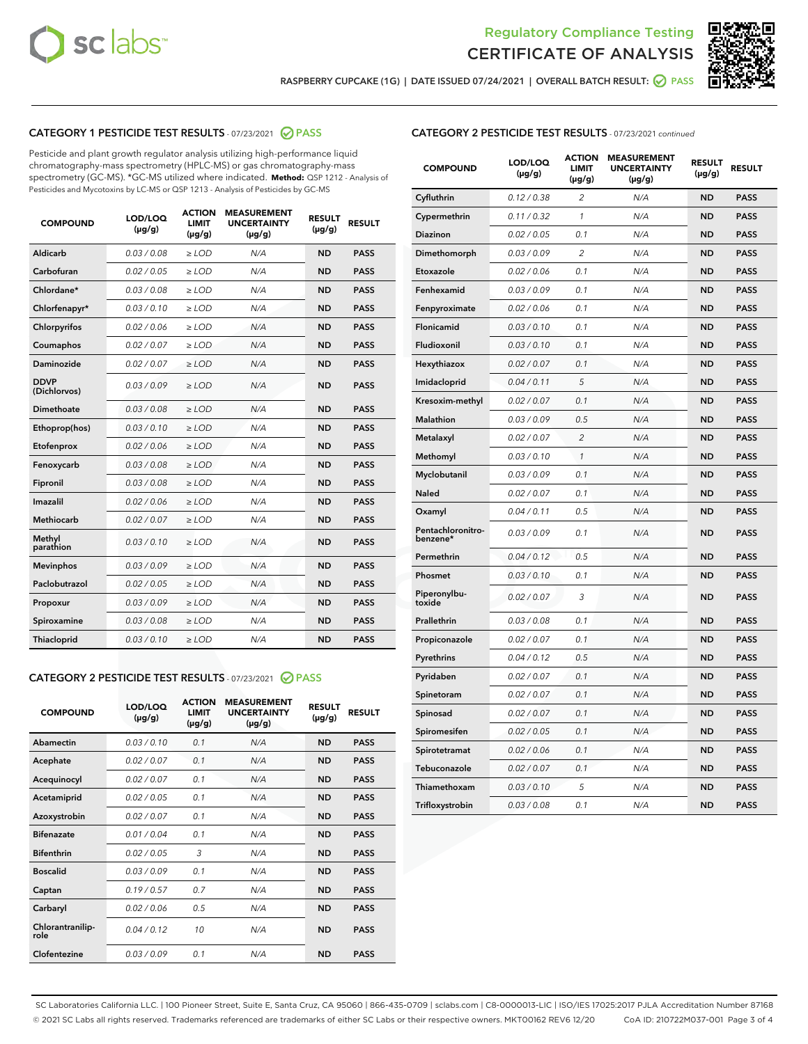Regulatory Compliance Testing
CERTIFICATE OF ANALYSIS

RASPBERRY CUPCAKE (1G) | DATE ISSUED 07/24/2021 | OVERALL BATCH RESULT: PASS

## CATEGORY 1 PESTICIDE TEST RESULTS - 07/23/2021 PASS

Pesticide and plant growth regulator analysis utilizing high-performance liquid chromatography-mass spectrometry (HPLC-MS) or gas chromatography-mass spectrometry (GC-MS). *GC-MS utilized where indicated. **Method:** QSP 1212 - Analysis of Pesticides and Mycotoxins by LC-MS or QSP 1213 - Analysis of Pesticides by GC-MS

| COMPOUND | LOD/LOQ (µg/g) | ACTION LIMIT (µg/g) | MEASUREMENT UNCERTAINTY (µg/g) | RESULT (µg/g) | RESULT |
|---|---|---|---|---|---|
| Aldicarb | 0.03 / 0.08 | ≥ LOD | N/A | ND | PASS |
| Carbofuran | 0.02 / 0.05 | ≥ LOD | N/A | ND | PASS |
| Chlordane* | 0.03 / 0.08 | ≥ LOD | N/A | ND | PASS |
| Chlorfenapyr* | 0.03 / 0.10 | ≥ LOD | N/A | ND | PASS |
| Chlorpyrifos | 0.02 / 0.06 | ≥ LOD | N/A | ND | PASS |
| Coumaphos | 0.02 / 0.07 | ≥ LOD | N/A | ND | PASS |
| Daminozide | 0.02 / 0.07 | ≥ LOD | N/A | ND | PASS |
| DDVP (Dichlorvos) | 0.03 / 0.09 | ≥ LOD | N/A | ND | PASS |
| Dimethoate | 0.03 / 0.08 | ≥ LOD | N/A | ND | PASS |
| Ethoprop(hos) | 0.03 / 0.10 | ≥ LOD | N/A | ND | PASS |
| Etofenprox | 0.02 / 0.06 | ≥ LOD | N/A | ND | PASS |
| Fenoxycarb | 0.03 / 0.08 | ≥ LOD | N/A | ND | PASS |
| Fipronil | 0.03 / 0.08 | ≥ LOD | N/A | ND | PASS |
| Imazalil | 0.02 / 0.06 | ≥ LOD | N/A | ND | PASS |
| Methiocarb | 0.02 / 0.07 | ≥ LOD | N/A | ND | PASS |
| Methyl parathion | 0.03 / 0.10 | ≥ LOD | N/A | ND | PASS |
| Mevinphos | 0.03 / 0.09 | ≥ LOD | N/A | ND | PASS |
| Paclobutrazol | 0.02 / 0.05 | ≥ LOD | N/A | ND | PASS |
| Propoxur | 0.03 / 0.09 | ≥ LOD | N/A | ND | PASS |
| Spiroxamine | 0.03 / 0.08 | ≥ LOD | N/A | ND | PASS |
| Thiacloprid | 0.03 / 0.10 | ≥ LOD | N/A | ND | PASS |

## CATEGORY 2 PESTICIDE TEST RESULTS - 07/23/2021 PASS

| COMPOUND | LOD/LOQ (µg/g) | ACTION LIMIT (µg/g) | MEASUREMENT UNCERTAINTY (µg/g) | RESULT (µg/g) | RESULT |
|---|---|---|---|---|---|
| Abamectin | 0.03 / 0.10 | 0.1 | N/A | ND | PASS |
| Acephate | 0.02 / 0.07 | 0.1 | N/A | ND | PASS |
| Acequinocyl | 0.02 / 0.07 | 0.1 | N/A | ND | PASS |
| Acetamiprid | 0.02 / 0.05 | 0.1 | N/A | ND | PASS |
| Azoxystrobin | 0.02 / 0.07 | 0.1 | N/A | ND | PASS |
| Bifenazate | 0.01 / 0.04 | 0.1 | N/A | ND | PASS |
| Bifenthrin | 0.02 / 0.05 | 3 | N/A | ND | PASS |
| Boscalid | 0.03 / 0.09 | 0.1 | N/A | ND | PASS |
| Captan | 0.19 / 0.57 | 0.7 | N/A | ND | PASS |
| Carbaryl | 0.02 / 0.06 | 0.5 | N/A | ND | PASS |
| Chlorantraniliprole | 0.04 / 0.12 | 10 | N/A | ND | PASS |
| Clofentezine | 0.03 / 0.09 | 0.1 | N/A | ND | PASS |
| Cyfluthrin | 0.12 / 0.38 | 2 | N/A | ND | PASS |
| Cypermethrin | 0.11 / 0.32 | 1 | N/A | ND | PASS |
| Diazinon | 0.02 / 0.05 | 0.1 | N/A | ND | PASS |
| Dimethomorph | 0.03 / 0.09 | 2 | N/A | ND | PASS |
| Etoxazole | 0.02 / 0.06 | 0.1 | N/A | ND | PASS |
| Fenhexamid | 0.03 / 0.09 | 0.1 | N/A | ND | PASS |
| Fenpyroximate | 0.02 / 0.06 | 0.1 | N/A | ND | PASS |
| Flonicamid | 0.03 / 0.10 | 0.1 | N/A | ND | PASS |
| Fludioxonil | 0.03 / 0.10 | 0.1 | N/A | ND | PASS |
| Hexythiazox | 0.02 / 0.07 | 0.1 | N/A | ND | PASS |
| Imidacloprid | 0.04 / 0.11 | 5 | N/A | ND | PASS |
| Kresoxim-methyl | 0.02 / 0.07 | 0.1 | N/A | ND | PASS |
| Malathion | 0.03 / 0.09 | 0.5 | N/A | ND | PASS |
| Metalaxyl | 0.02 / 0.07 | 2 | N/A | ND | PASS |
| Methomyl | 0.03 / 0.10 | 1 | N/A | ND | PASS |
| Myclobutanil | 0.03 / 0.09 | 0.1 | N/A | ND | PASS |
| Naled | 0.02 / 0.07 | 0.1 | N/A | ND | PASS |
| Oxamyl | 0.04 / 0.11 | 0.5 | N/A | ND | PASS |
| Pentachloronitrobenzene* | 0.03 / 0.09 | 0.1 | N/A | ND | PASS |
| Permethrin | 0.04 / 0.12 | 0.5 | N/A | ND | PASS |
| Phosmet | 0.03 / 0.10 | 0.1 | N/A | ND | PASS |
| Piperonylbutoxide | 0.02 / 0.07 | 3 | N/A | ND | PASS |
| Prallethrin | 0.03 / 0.08 | 0.1 | N/A | ND | PASS |
| Propiconazole | 0.02 / 0.07 | 0.1 | N/A | ND | PASS |
| Pyrethrins | 0.04 / 0.12 | 0.5 | N/A | ND | PASS |
| Pyridaben | 0.02 / 0.07 | 0.1 | N/A | ND | PASS |
| Spinetoram | 0.02 / 0.07 | 0.1 | N/A | ND | PASS |
| Spinosad | 0.02 / 0.07 | 0.1 | N/A | ND | PASS |
| Spiromesifen | 0.02 / 0.05 | 0.1 | N/A | ND | PASS |
| Spirotetramat | 0.02 / 0.06 | 0.1 | N/A | ND | PASS |
| Tebuconazole | 0.02 / 0.07 | 0.1 | N/A | ND | PASS |
| Thiamethoxam | 0.03 / 0.10 | 5 | N/A | ND | PASS |
| Trifloxystrobin | 0.03 / 0.08 | 0.1 | N/A | ND | PASS |

SC Laboratories California LLC. | 100 Pioneer Street, Suite E, Santa Cruz, CA 95060 | 866-435-0709 | sclabs.com | C8-0000013-LIC | ISO/IES 17025:2017 PJLA Accreditation Number 87168
© 2021 SC Labs all rights reserved. Trademarks referenced are trademarks of either SC Labs or their respective owners. MKT00162 REV6 12/20 CoA ID: 210722M037-001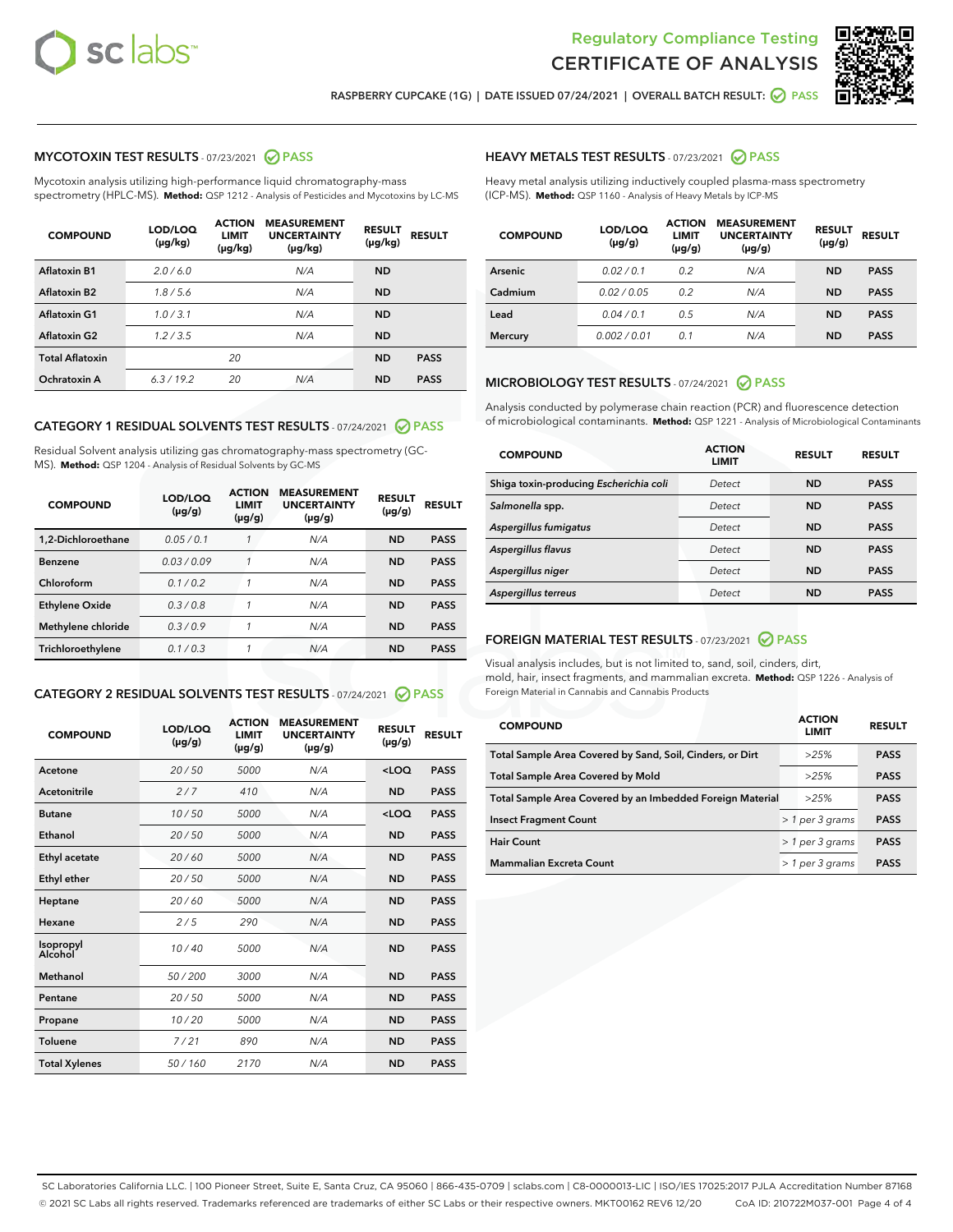Regulatory Compliance Testing
CERTIFICATE OF ANALYSIS

RASPBERRY CUPCAKE (1G) | DATE ISSUED 07/24/2021 | OVERALL BATCH RESULT: PASS

## MYCOTOXIN TEST RESULTS - 07/23/2021 PASS

Mycotoxin analysis utilizing high-performance liquid chromatography-mass spectrometry (HPLC-MS). **Method:** QSP 1212 - Analysis of Pesticides and Mycotoxins by LC-MS

| COMPOUND | LOD/LOQ (µg/kg) | ACTION LIMIT (µg/kg) | MEASUREMENT UNCERTAINTY (µg/kg) | RESULT (µg/kg) | RESULT |
|---|---|---|---|---|---|
| Aflatoxin B1 | 2.0 / 6.0 | | N/A | ND | |
| Aflatoxin B2 | 1.8 / 5.6 | | N/A | ND | |
| Aflatoxin G1 | 1.0 / 3.1 | | N/A | ND | |
| Aflatoxin G2 | 1.2 / 3.5 | | N/A | ND | |
| Total Aflatoxin | | 20 | | ND | PASS |
| Ochratoxin A | 6.3 / 19.2 | 20 | N/A | ND | PASS |

## CATEGORY 1 RESIDUAL SOLVENTS TEST RESULTS - 07/24/2021 PASS

Residual Solvent analysis utilizing gas chromatography-mass spectrometry (GC-MS). **Method:** QSP 1204 - Analysis of Residual Solvents by GC-MS

| COMPOUND | LOD/LOQ (µg/g) | ACTION LIMIT (µg/g) | MEASUREMENT UNCERTAINTY (µg/g) | RESULT (µg/g) | RESULT |
|---|---|---|---|---|---|
| 1,2-Dichloroethane | 0.05 / 0.1 | 1 | N/A | ND | PASS |
| Benzene | 0.03 / 0.09 | 1 | N/A | ND | PASS |
| Chloroform | 0.1 / 0.2 | 1 | N/A | ND | PASS |
| Ethylene Oxide | 0.3 / 0.8 | 1 | N/A | ND | PASS |
| Methylene chloride | 0.3 / 0.9 | 1 | N/A | ND | PASS |
| Trichloroethylene | 0.1 / 0.3 | 1 | N/A | ND | PASS |

## CATEGORY 2 RESIDUAL SOLVENTS TEST RESULTS - 07/24/2021 PASS

| COMPOUND | LOD/LOQ (µg/g) | ACTION LIMIT (µg/g) | MEASUREMENT UNCERTAINTY (µg/g) | RESULT (µg/g) | RESULT |
|---|---|---|---|---|---|
| Acetone | 20 / 50 | 5000 | N/A | <LOQ | PASS |
| Acetonitrile | 2 / 7 | 410 | N/A | ND | PASS |
| Butane | 10 / 50 | 5000 | N/A | <LOQ | PASS |
| Ethanol | 20 / 50 | 5000 | N/A | ND | PASS |
| Ethyl acetate | 20 / 60 | 5000 | N/A | ND | PASS |
| Ethyl ether | 20 / 50 | 5000 | N/A | ND | PASS |
| Heptane | 20 / 60 | 5000 | N/A | ND | PASS |
| Hexane | 2 / 5 | 290 | N/A | ND | PASS |
| Isopropyl Alcohol | 10 / 40 | 5000 | N/A | ND | PASS |
| Methanol | 50 / 200 | 3000 | N/A | ND | PASS |
| Pentane | 20 / 50 | 5000 | N/A | ND | PASS |
| Propane | 10 / 20 | 5000 | N/A | ND | PASS |
| Toluene | 7 / 21 | 890 | N/A | ND | PASS |
| Total Xylenes | 50 / 160 | 2170 | N/A | ND | PASS |

## HEAVY METALS TEST RESULTS - 07/23/2021 PASS

Heavy metal analysis utilizing inductively coupled plasma-mass spectrometry (ICP-MS). **Method:** QSP 1160 - Analysis of Heavy Metals by ICP-MS

| COMPOUND | LOD/LOQ (µg/g) | ACTION LIMIT (µg/g) | MEASUREMENT UNCERTAINTY (µg/g) | RESULT (µg/g) | RESULT |
|---|---|---|---|---|---|
| Arsenic | 0.02 / 0.1 | 0.2 | N/A | ND | PASS |
| Cadmium | 0.02 / 0.05 | 0.2 | N/A | ND | PASS |
| Lead | 0.04 / 0.1 | 0.5 | N/A | ND | PASS |
| Mercury | 0.002 / 0.01 | 0.1 | N/A | ND | PASS |

## MICROBIOLOGY TEST RESULTS - 07/24/2021 PASS

Analysis conducted by polymerase chain reaction (PCR) and fluorescence detection of microbiological contaminants. **Method:** QSP 1221 - Analysis of Microbiological Contaminants

| COMPOUND | ACTION LIMIT | RESULT | RESULT |
|---|---|---|---|
| Shiga toxin-producing *Escherichia coli* | Detect | ND | PASS |
| *Salmonella* spp. | Detect | ND | PASS |
| *Aspergillus fumigatus* | Detect | ND | PASS |
| *Aspergillus flavus* | Detect | ND | PASS |
| *Aspergillus niger* | Detect | ND | PASS |
| *Aspergillus terreus* | Detect | ND | PASS |

## FOREIGN MATERIAL TEST RESULTS - 07/23/2021 PASS

Visual analysis includes, but is not limited to, sand, soil, cinders, dirt, mold, hair, insect fragments, and mammalian excreta. **Method:** QSP 1226 - Analysis of Foreign Material in Cannabis and Cannabis Products

| COMPOUND | ACTION LIMIT | RESULT |
|---|---|---|
| Total Sample Area Covered by Sand, Soil, Cinders, or Dirt | >25% | PASS |
| Total Sample Area Covered by Mold | >25% | PASS |
| Total Sample Area Covered by an Imbedded Foreign Material | >25% | PASS |
| Insect Fragment Count | > 1 per 3 grams | PASS |
| Hair Count | > 1 per 3 grams | PASS |
| Mammalian Excreta Count | > 1 per 3 grams | PASS |

SC Laboratories California LLC. | 100 Pioneer Street, Suite E, Santa Cruz, CA 95060 | 866-435-0709 | sclabs.com | C8-0000013-LIC | ISO/IES 17025:2017 PJLA Accreditation Number 87168
© 2021 SC Labs all rights reserved. Trademarks referenced are trademarks of either SC Labs or their respective owners. MKT00162 REV6 12/20 CoA ID: 210722M037-001